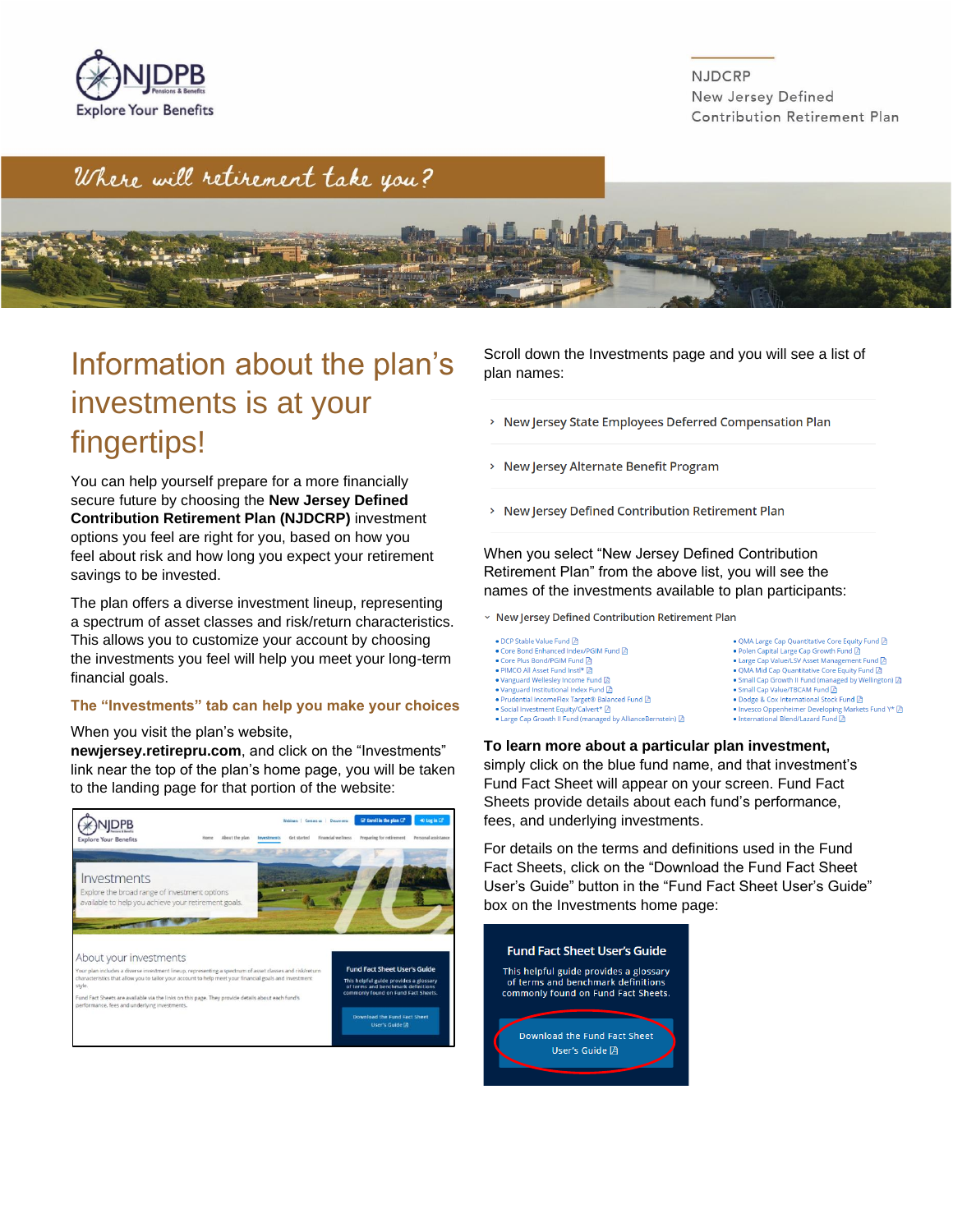NJDPB Pensions & Benefits
Explore Your Benefits

NJDCRP
New Jersey Defined Contribution Retirement Plan

*Where will retirement take you?*

# Information about the plan's investments is at your fingertips!

You can help yourself prepare for a more financially secure future by choosing the **New Jersey Defined Contribution Retirement Plan (NJDCRP)** investment options you feel are right for you, based on how you feel about risk and how long you expect your retirement savings to be invested.

The plan offers a diverse investment lineup, representing a spectrum of asset classes and risk/return characteristics. This allows you to customize your account by choosing the investments you feel will help you meet your long-term financial goals.

## The "Investments" tab can help you make your choices

When you visit the plan's website, **newjersey.retirepru.com**, and click on the "Investments" link near the top of the plan's home page, you will be taken to the landing page for that portion of the website:

Scroll down the Investments page and you will see a list of plan names:

- New Jersey State Employees Deferred Compensation Plan
- New Jersey Alternate Benefit Program
- New Jersey Defined Contribution Retirement Plan

When you select "New Jersey Defined Contribution Retirement Plan" from the above list, you will see the names of the investments available to plan participants:

New Jersey Defined Contribution Retirement Plan

- DCP Stable Value Fund
- Core Bond Enhanced Index/PGIM Fund
- Core Plus Bond/PGIM Fund
- PIMCO All Asset Fund Instl*
- Vanguard Wellesley Income Fund
- Vanguard Institutional Index Fund
- Prudential IncomeFlex Target® Balanced Fund
- Social Investment Equity/Calvert*
- Large Cap Growth II Fund (managed by AllianceBernstein)
- QMA Large Cap Quantitative Core Equity Fund
- Polen Capital Large Cap Growth Fund
- Large Cap Value/LSV Asset Management Fund
- QMA Mid Cap Quantitative Core Equity Fund
- Small Cap Growth II Fund (managed by Wellington)
- Small Cap Value/TBCAM Fund
- Dodge & Cox International Stock Fund
- Invesco Oppenheimer Developing Markets Fund Y*
- International Blend/Lazard Fund

**To learn more about a particular plan investment,** simply click on the blue fund name, and that investment's Fund Fact Sheet will appear on your screen. Fund Fact Sheets provide details about each fund's performance, fees, and underlying investments.

For details on the terms and definitions used in the Fund Fact Sheets, click on the "Download the Fund Fact Sheet User's Guide" button in the "Fund Fact Sheet User's Guide" box on the Investments home page:

**Fund Fact Sheet User's Guide**

This helpful guide provides a glossary of terms and benchmark definitions commonly found on Fund Fact Sheets.

Download the Fund Fact Sheet User's Guide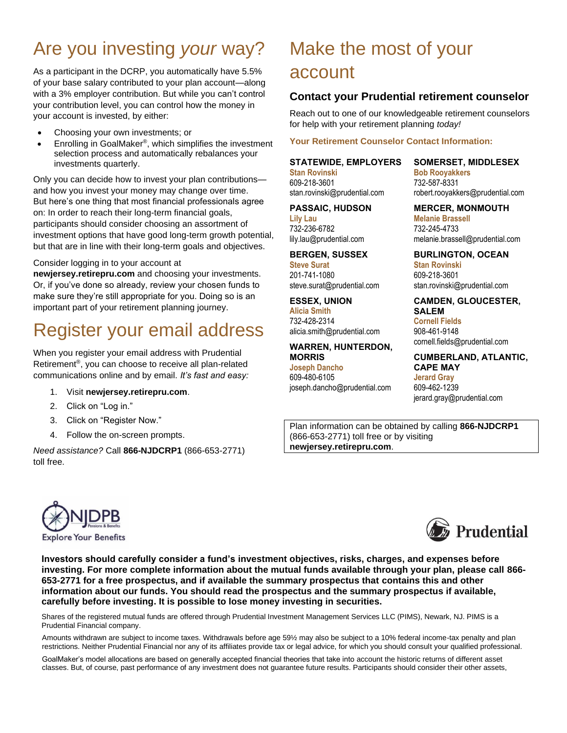# Are you investing *your* way?

As a participant in the DCRP, you automatically have 5.5% of your base salary contributed to your plan account—along with a 3% employer contribution. But while you can't control your contribution level, you can control how the money in your account is invested, by either:

- Choosing your own investments; or
- Enrolling in GoalMaker®, which simplifies the investment selection process and automatically rebalances your investments quarterly.

Only you can decide how to invest your plan contributions—and how you invest your money may change over time. But here's one thing that most financial professionals agree on: In order to reach their long-term financial goals, participants should consider choosing an assortment of investment options that have good long-term growth potential, but that are in line with their long-term goals and objectives.

Consider logging in to your account at **newjersey.retirepru.com** and choosing your investments. Or, if you've done so already, review your chosen funds to make sure they're still appropriate for you. Doing so is an important part of your retirement planning journey.

# Register your email address

When you register your email address with Prudential Retirement®, you can choose to receive all plan-related communications online and by email. *It's fast and easy:*

1. Visit **newjersey.retirepru.com**.
2. Click on "Log in."
3. Click on "Register Now."
4. Follow the on-screen prompts.

*Need assistance?* Call **866-NJDCRP1** (866-653-2771) toll free.

# Make the most of your account

### Contact your Prudential retirement counselor

Reach out to one of our knowledgeable retirement counselors for help with your retirement planning *today!*

**Your Retirement Counselor Contact Information:**

**STATEWIDE, EMPLOYERS**
Stan Rovinski
609-218-3601
stan.rovinski@prudential.com

**PASSAIC, HUDSON**
Lily Lau
732-236-6782
lily.lau@prudential.com

**BERGEN, SUSSEX**
Steve Surat
201-741-1080
steve.surat@prudential.com

**ESSEX, UNION**
Alicia Smith
732-428-2314
alicia.smith@prudential.com

**WARREN, HUNTERDON, MORRIS**
Joseph Dancho
609-480-6105
joseph.dancho@prudential.com

**SOMERSET, MIDDLESEX**
Bob Rooyakkers
732-587-8331
robert.rooyakkers@prudential.com

**MERCER, MONMOUTH**
Melanie Brassell
732-245-4733
melanie.brassell@prudential.com

**BURLINGTON, OCEAN**
Stan Rovinski
609-218-3601
stan.rovinski@prudential.com

**CAMDEN, GLOUCESTER, SALEM**
Cornell Fields
908-461-9148
cornell.fields@prudential.com

**CUMBERLAND, ATLANTIC, CAPE MAY**
Jerard Gray
609-462-1239
jerard.gray@prudential.com

Plan information can be obtained by calling **866-NJDCRP1** (866-653-2771) toll free or by visiting **newjersey.retirepru.com**.

NJDPB Pensions & Benefits
Explore Your Benefits

Prudential

**Investors should carefully consider a fund's investment objectives, risks, charges, and expenses before investing. For more complete information about the mutual funds available through your plan, please call 866-653-2771 for a free prospectus, and if available the summary prospectus that contains this and other information about our funds. You should read the prospectus and the summary prospectus if available, carefully before investing. It is possible to lose money investing in securities.**

Shares of the registered mutual funds are offered through Prudential Investment Management Services LLC (PIMS), Newark, NJ. PIMS is a Prudential Financial company.

Amounts withdrawn are subject to income taxes. Withdrawals before age 59½ may also be subject to a 10% federal income-tax penalty and plan restrictions. Neither Prudential Financial nor any of its affiliates provide tax or legal advice, for which you should consult your qualified professional.

GoalMaker's model allocations are based on generally accepted financial theories that take into account the historic returns of different asset classes. But, of course, past performance of any investment does not guarantee future results. Participants should consider their other assets,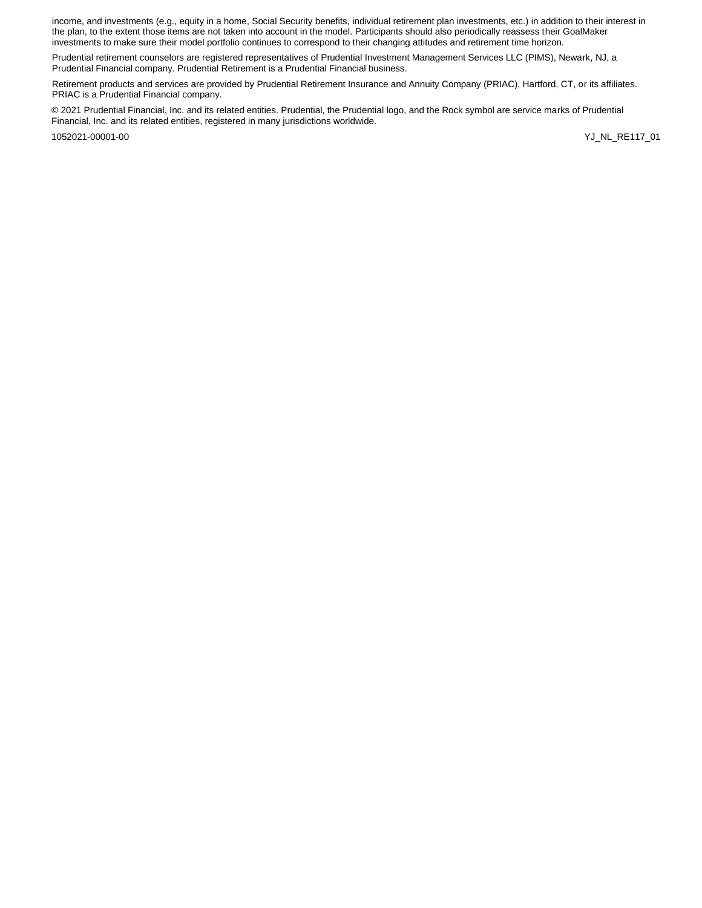income, and investments (e.g., equity in a home, Social Security benefits, individual retirement plan investments, etc.) in addition to their interest in the plan, to the extent those items are not taken into account in the model. Participants should also periodically reassess their GoalMaker investments to make sure their model portfolio continues to correspond to their changing attitudes and retirement time horizon.

Prudential retirement counselors are registered representatives of Prudential Investment Management Services LLC (PIMS), Newark, NJ, a Prudential Financial company. Prudential Retirement is a Prudential Financial business.

Retirement products and services are provided by Prudential Retirement Insurance and Annuity Company (PRIAC), Hartford, CT, or its affiliates. PRIAC is a Prudential Financial company.

© 2021 Prudential Financial, Inc. and its related entities. Prudential, the Prudential logo, and the Rock symbol are service marks of Prudential Financial, Inc. and its related entities, registered in many jurisdictions worldwide.

1052021-00001-00

YJ_NL_RE117_01